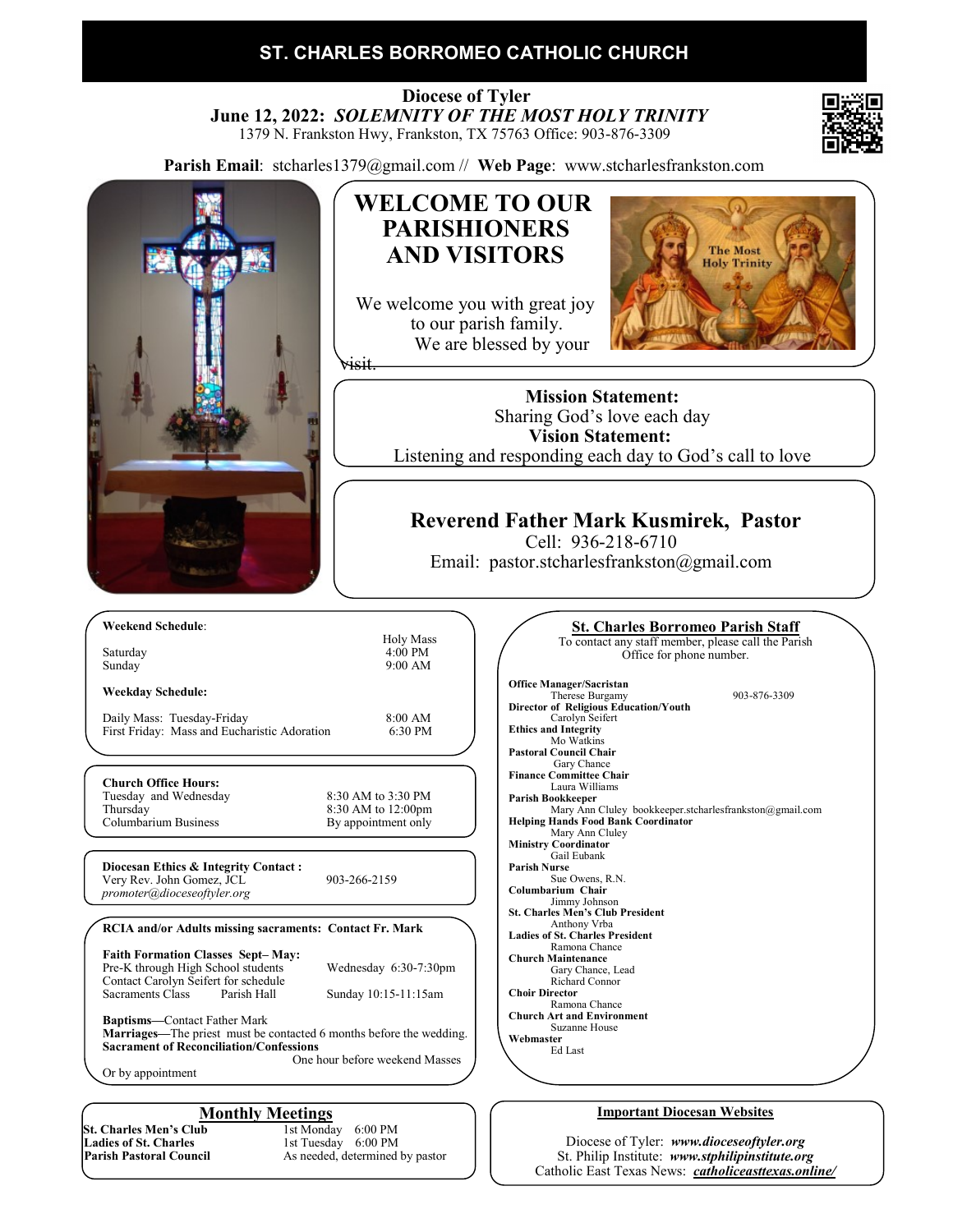# ST. CHARLES BORROMEO CATHOLIC CHURCH

**Diocese of Tyler**
**June 12, 2022:** ***SOLEMNITY OF THE MOST HOLY TRINITY***
1379 N. Frankston Hwy, Frankston, TX 75763 Office: 903-876-3309

**Parish Email**: stcharles1379@gmail.com // **Web Page**: www.stcharlesfrankston.com

## WELCOME TO OUR PARISHIONERS AND VISITORS

We welcome you with great joy to our parish family. We are blessed by your visit.

The Most Holy Trinity

**Mission Statement:**
Sharing God's love each day
**Vision Statement:**
Listening and responding each day to God's call to love

**Reverend Father Mark Kusmirek, Pastor**
Cell: 936-218-6710
Email: pastor.stcharlesfrankston@gmail.com

**Weekend Schedule**:

| | Holy Mass |
|---|---|
| Saturday | 4:00 PM |
| Sunday | 9:00 AM |

**Weekday Schedule:**

| | |
|---|---|
| Daily Mass: Tuesday-Friday | 8:00 AM |
| First Friday: Mass and Eucharistic Adoration | 6:30 PM |

**Church Office Hours:**

| | |
|---|---|
| Tuesday and Wednesday | 8:30 AM to 3:30 PM |
| Thursday | 8:30 AM to 12:00pm |
| Columbarium Business | By appointment only |

**Diocesan Ethics & Integrity Contact :**
Very Rev. John Gomez, JCL 903-266-2159
*promoter@dioceseoftyler.org*

**RCIA and/or Adults missing sacraments: Contact Fr. Mark**

**Faith Formation Classes Sept– May:**
Pre-K through High School students — Wednesday 6:30-7:30pm
Contact Carolyn Seifert for schedule
Sacraments Class — Parish Hall — Sunday 10:15-11:15am

**Baptisms**—Contact Father Mark
**Marriages**—The priest must be contacted 6 months before the wedding.
**Sacrament of Reconciliation/Confessions**
One hour before weekend Masses
Or by appointment

## Monthly Meetings

| | |
|---|---|
| **St. Charles Men's Club** | 1st Monday 6:00 PM |
| **Ladies of St. Charles** | 1st Tuesday 6:00 PM |
| **Parish Pastoral Council** | As needed, determined by pastor |

## St. Charles Borromeo Parish Staff

To contact any staff member, please call the Parish Office for phone number.

**Office Manager/Sacristan**
Therese Burgamy 903-876-3309
**Director of Religious Education/Youth**
Carolyn Seifert
**Ethics and Integrity**
Mo Watkins
**Pastoral Council Chair**
Gary Chance
**Finance Committee Chair**
Laura Williams
**Parish Bookkeeper**
Mary Ann Cluley bookkeeper.stcharlesfrankston@gmail.com
**Helping Hands Food Bank Coordinator**
Mary Ann Cluley
**Ministry Coordinator**
Gail Eubank
**Parish Nurse**
Sue Owens, R.N.
**Columbarium Chair**
Jimmy Johnson
**St. Charles Men's Club President**
Anthony Vrba
**Ladies of St. Charles President**
Ramona Chance
**Church Maintenance**
Gary Chance, Lead
Richard Connor
**Choir Director**
Ramona Chance
**Church Art and Environment**
Suzanne House
**Webmaster**
Ed Last

## Important Diocesan Websites

Diocese of Tyler: ***www.dioceseoftyler.org***
St. Philip Institute: ***www.stphilipinstitute.org***
Catholic East Texas News: ***catholiceasttexas.online/***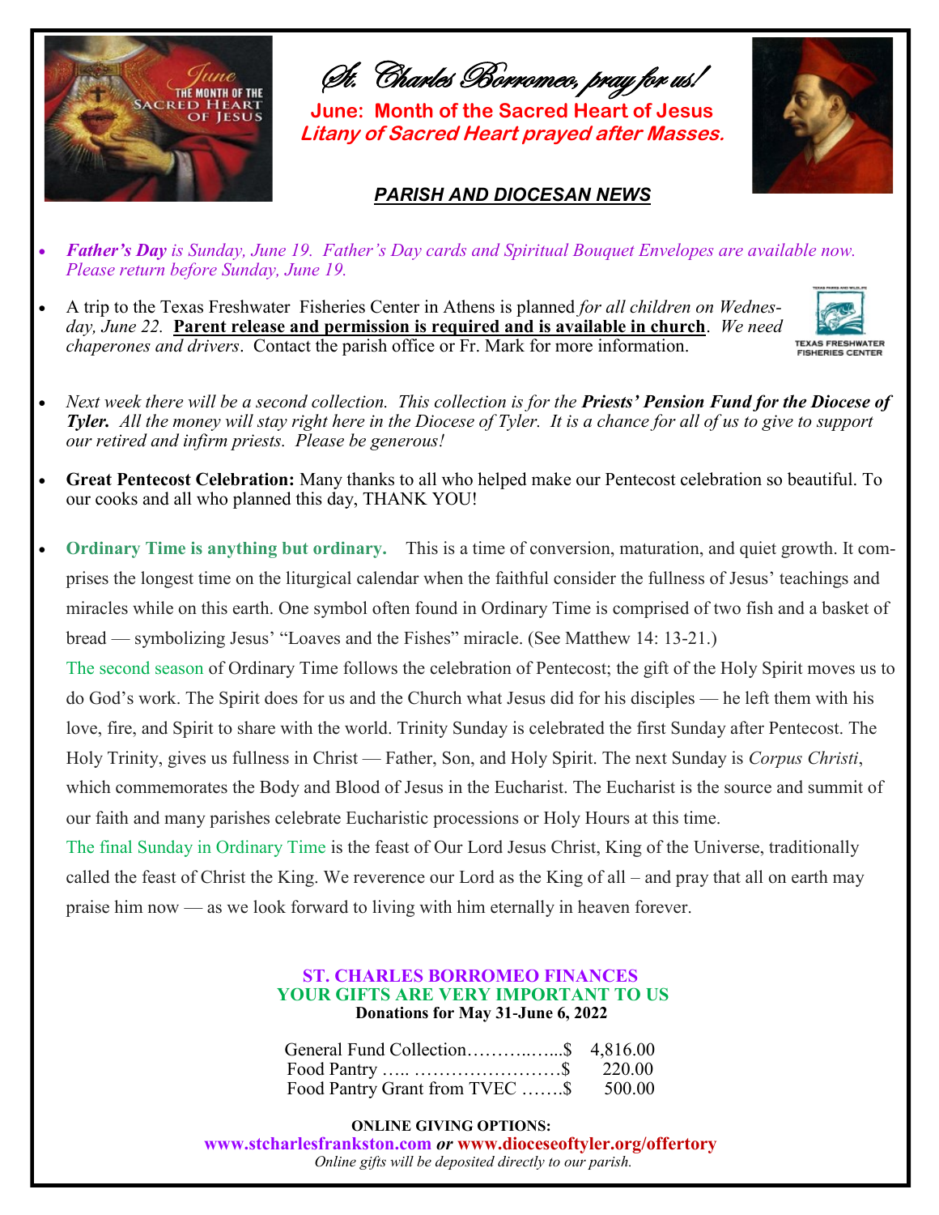*St. Charles Borromeo, pray for us!*

**June: Month of the Sacred Heart of Jesus**

***Litany of Sacred Heart prayed after Masses.***

## *PARISH AND DIOCESAN NEWS*

- ***Father's Day*** *is Sunday, June 19. Father's Day cards and Spiritual Bouquet Envelopes are available now. Please return before Sunday, June 19.*
- A trip to the Texas Freshwater Fisheries Center in Athens is planned *for all children on Wednesday, June 22.* **Parent release and permission is required and is available in church**. *We need chaperones and drivers*. Contact the parish office or Fr. Mark for more information.
- *Next week there will be a second collection. This collection is for the* ***Priests' Pension Fund for the Diocese of Tyler.*** *All the money will stay right here in the Diocese of Tyler. It is a chance for all of us to give to support our retired and infirm priests. Please be generous!*
- **Great Pentecost Celebration:** Many thanks to all who helped make our Pentecost celebration so beautiful. To our cooks and all who planned this day, THANK YOU!
- **Ordinary Time is anything but ordinary.** This is a time of conversion, maturation, and quiet growth. It comprises the longest time on the liturgical calendar when the faithful consider the fullness of Jesus' teachings and miracles while on this earth. One symbol often found in Ordinary Time is comprised of two fish and a basket of bread — symbolizing Jesus' "Loaves and the Fishes" miracle. (See Matthew 14: 13-21.)

  The second season of Ordinary Time follows the celebration of Pentecost; the gift of the Holy Spirit moves us to do God's work. The Spirit does for us and the Church what Jesus did for his disciples — he left them with his love, fire, and Spirit to share with the world. Trinity Sunday is celebrated the first Sunday after Pentecost. The Holy Trinity, gives us fullness in Christ — Father, Son, and Holy Spirit. The next Sunday is *Corpus Christi*, which commemorates the Body and Blood of Jesus in the Eucharist. The Eucharist is the source and summit of our faith and many parishes celebrate Eucharistic processions or Holy Hours at this time.

  The final Sunday in Ordinary Time is the feast of Our Lord Jesus Christ, King of the Universe, traditionally called the feast of Christ the King. We reverence our Lord as the King of all – and pray that all on earth may praise him now — as we look forward to living with him eternally in heaven forever.

### ST. CHARLES BORROMEO FINANCES
### YOUR GIFTS ARE VERY IMPORTANT TO US
**Donations for May 31-June 6, 2022**

| | |
|---|---|
| General Fund Collection………..…...$ | 4,816.00 |
| Food Pantry ….. ……………………$ | 220.00 |
| Food Pantry Grant from TVEC …….$ | 500.00 |

**ONLINE GIVING OPTIONS:**

**www.stcharlesfrankston.com** ***or*** **www.dioceseoftyler.org/offertory**

*Online gifts will be deposited directly to our parish.*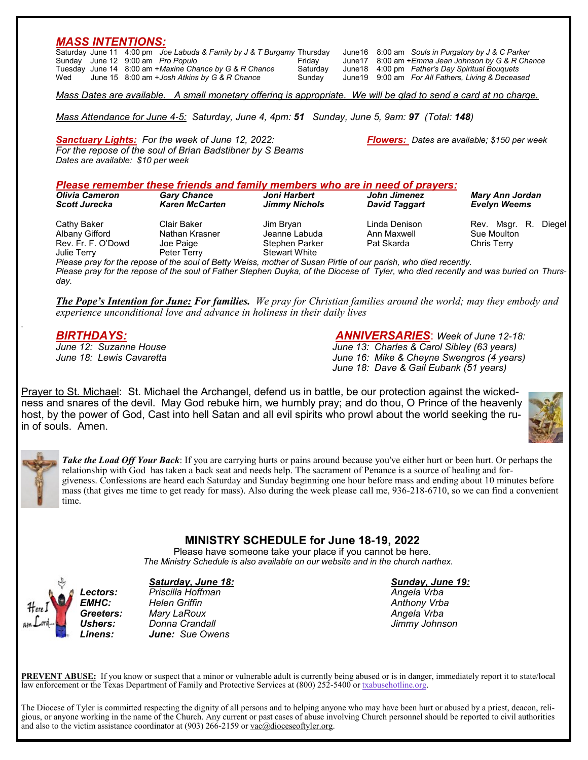## *MASS INTENTIONS:*

| | | | |
|---|---|---|---|
| Saturday | June 11 | 4:00 pm | *Joe Labuda & Family by J & T Burgamy* |
| Sunday | June 12 | 9:00 am | *Pro Populo* |
| Tuesday | June 14 | 8:00 am | *+Maxine Chance by G & R Chance* |
| Wed | June 15 | 8:00 am | *+Josh Atkins by G & R Chance* |
| Thursday | June16 | 8:00 am | *Souls in Purgatory by J & C Parker* |
| Friday | June17 | 8:00 am | *+Emma Jean Johnson by G & R Chance* |
| Saturday | June18 | 4:00 pm | *Father's Day Spiritual Bouquets* |
| Sunday | June19 | 9:00 am | *For All Fathers, Living & Deceased* |

*Mass Dates are available. A small monetary offering is appropriate. We will be glad to send a card at no charge.*

*Mass Attendance for June 4-5:* *Saturday, June 4, 4pm:* ***51*** *Sunday, June 5, 9am:* ***97*** *(Total:* ***148****)*

***Sanctuary Lights:*** *For the week of June 12, 2022:*
*For the repose of the soul of Brian Badstibner by S Beams*
*Dates are available: $10 per week*

***Flowers:*** *Dates are available; $150 per week*

### *Please remember these friends and family members who are in need of prayers:*

***Olivia Cameron, Gary Chance, Joni Harbert, John Jimenez, Mary Ann Jordan, Scott Jurecka, Karen McCarten, Jimmy Nichols, David Taggart, Evelyn Weems***

Cathy Baker, Clair Baker, Jim Bryan, Linda Denison, Rev. Msgr. R. Diegel, Albany Gifford, Nathan Krasner, Jeanne Labuda, Ann Maxwell, Sue Moulton, Rev. Fr. F. O'Dowd, Joe Paige, Stephen Parker, Pat Skarda, Chris Terry, Julie Terry, Peter Terry, Stewart White

*Please pray for the repose of the soul of Betty Weiss, mother of Susan Pirtle of our parish, who died recently.*
*Please pray for the repose of the soul of Father Stephen Duyka, of the Diocese of Tyler, who died recently and was buried on Thursday.*

***The Pope's Intention for June:*** ***For families.*** *We pray for Christian families around the world; may they embody and experience unconditional love and advance in holiness in their daily lives*

### *BIRTHDAYS:*
*June 12: Suzanne House*
*June 18: Lewis Cavaretta*

### *ANNIVERSARIES*: *Week of June 12-18:*
*June 13: Charles & Carol Sibley (63 years)*
*June 16: Mike & Cheyne Swengros (4 years)*
*June 18: Dave & Gail Eubank (51 years)*

Prayer to St. Michael: St. Michael the Archangel, defend us in battle, be our protection against the wickedness and snares of the devil. May God rebuke him, we humbly pray; and do thou, O Prince of the heavenly host, by the power of God, Cast into hell Satan and all evil spirits who prowl about the world seeking the ruin of souls. Amen.

***Take the Load Off Your Back***: If you are carrying hurts or pains around because you've either hurt or been hurt. Or perhaps the relationship with God has taken a back seat and needs help. The sacrament of Penance is a source of healing and forgiveness. Confessions are heard each Saturday and Sunday beginning one hour before mass and ending about 10 minutes before mass (that gives me time to get ready for mass). Also during the week please call me, 936-218-6710, so we can find a convenient time.

## MINISTRY SCHEDULE for June 18-19, 2022

Please have someone take your place if you cannot be here.
*The Ministry Schedule is also available on our website and in the church narthex.*

| | *Saturday, June 18:* | *Sunday, June 19:* |
|---|---|---|
| ***Lectors:*** | *Priscilla Hoffman* | *Angela Vrba* |
| ***EMHC:*** | *Helen Griffin* | *Anthony Vrba* |
| ***Greeters:*** | *Mary LaRoux* | *Angela Vrba* |
| ***Ushers:*** | *Donna Crandall* | *Jimmy Johnson* |
| ***Linens:*** | ***June:*** *Sue Owens* | |

**PREVENT ABUSE:** If you know or suspect that a minor or vulnerable adult is currently being abused or is in danger, immediately report it to state/local law enforcement or the Texas Department of Family and Protective Services at (800) 252-5400 or txabusehotline.org.

The Diocese of Tyler is committed respecting the dignity of all persons and to helping anyone who may have been hurt or abused by a priest, deacon, religious, or anyone working in the name of the Church. Any current or past cases of abuse involving Church personnel should be reported to civil authorities and also to the victim assistance coordinator at (903) 266-2159 or vac@dioceseoftyler.org.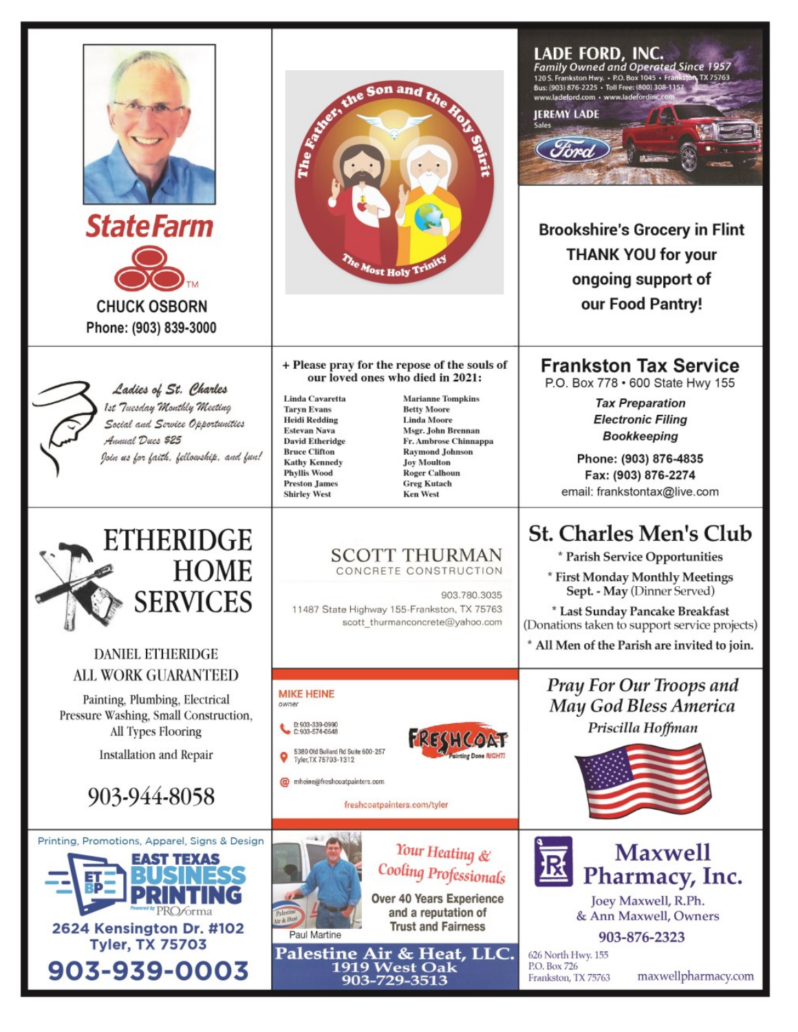## State Farm

**CHUCK OSBORN**
Phone: (903) 839-3000

The Father, the Son and the Holy Spirit

The Most Holy Trinity

## LADE FORD, INC.

*Family Owned and Operated Since 1957*

120 S. Frankston Hwy. • P.O. Box 1045 • Frankston, TX 75763
Bus: (903) 876-2225 • Toll Free: (800) 308-1157
www.ladeford.com • www.ladefordinc.com

**JEREMY LADE**
Sales

Ford

**Brookshire's Grocery in Flint THANK YOU for your ongoing support of our Food Pantry!**

## Ladies of St. Charles

*1st Tuesday Monthly Meeting*
*Social and Service Opportunities*
*Annual Dues $25*
*Join us for faith, fellowship, and fun!*

**+ Please pray for the repose of the souls of our loved ones who died in 2021:**

| | |
|---|---|
| Linda Cavaretta | Marianne Tompkins |
| Taryn Evans | Betty Moore |
| Heidi Redding | Linda Moore |
| Estevan Nava | Msgr. John Brennan |
| David Etheridge | Fr. Ambrose Chinnappa |
| Bruce Clifton | Raymond Johnson |
| Kathy Kennedy | Joy Moulton |
| Phyllis Wood | Roger Calhoun |
| Preston James | Greg Kutach |
| Shirley West | Ken West |

## Frankston Tax Service

P.O. Box 778 • 600 State Hwy 155

*Tax Preparation*
*Electronic Filing*
*Bookkeeping*

Phone: (903) 876-4835
Fax: (903) 876-2274
email: frankstontax@live.com

## ETHERIDGE HOME SERVICES

DANIEL ETHERIDGE
ALL WORK GUARANTEED

Painting, Plumbing, Electrical
Pressure Washing, Small Construction,
All Types Flooring

Installation and Repair

903-944-8058

## SCOTT THURMAN
CONCRETE CONSTRUCTION

903.780.3035
11487 State Highway 155-Frankston, TX 75763
scott_thurmanconcrete@yahoo.com

## St. Charles Men's Club

- Parish Service Opportunities
- First Monday Monthly Meetings Sept. - May (Dinner Served)
- Last Sunday Pancake Breakfast (Donations taken to support service projects)
- All Men of the Parish are invited to join.

**MIKE HEINE**
*owner*

O: 903-339-0990
C: 903-574-0648

5380 Old Bullard Rd Suite 600-257
Tyler, TX 75703-1312

mheine@freshcoatpainters.com

freshcoatpainters.com/tyler

FRESHCOAT
Painting Done RIGHT!

*Pray For Our Troops and May God Bless America*

*Priscilla Hoffman*

Printing, Promotions, Apparel, Signs & Design

## EAST TEXAS BUSINESS PRINTING

Powered by PROforma

**2624 Kensington Dr. #102**
**Tyler, TX 75703**

**903-939-0003**

*Your Heating & Cooling Professionals*

**Over 40 Years Experience and a reputation of Trust and Fairness**

Paul Martine

**Palestine Air & Heat, LLC.**
**1919 West Oak**
**903-729-3513**

## Maxwell Pharmacy, Inc.

Joey Maxwell, R.Ph.
& Ann Maxwell, Owners

903-876-2323

626 North Hwy. 155
P.O. Box 726
Frankston, TX 75763

maxwellpharmacy.com